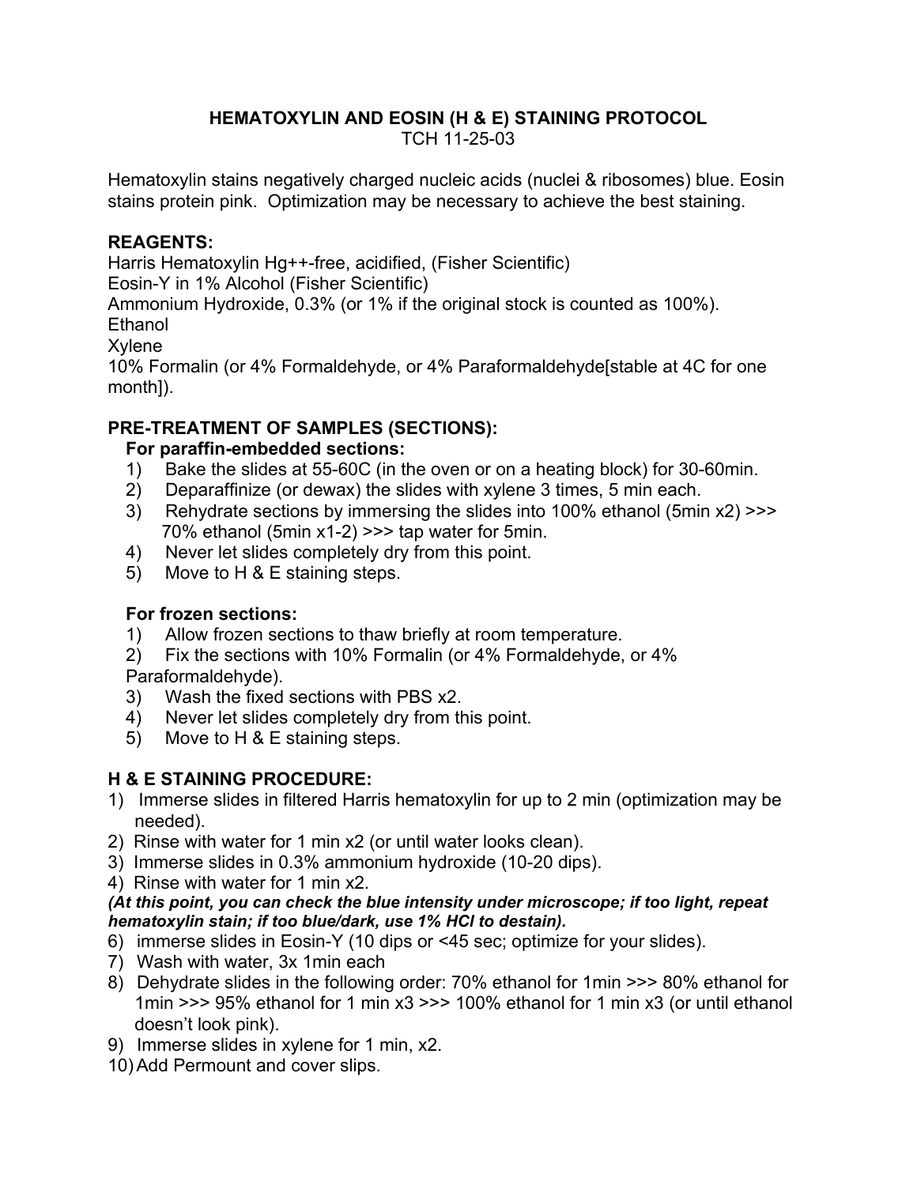# HEMATOXYLIN AND EOSIN (H & E) STAINING PROTOCOL

TCH 11-25-03

Hematoxylin stains negatively charged nucleic acids (nuclei & ribosomes) blue. Eosin stains protein pink. Optimization may be necessary to achieve the best staining.

## REAGENTS:

Harris Hematoxylin Hg++-free, acidified, (Fisher Scientific)
Eosin-Y in 1% Alcohol (Fisher Scientific)
Ammonium Hydroxide, 0.3% (or 1% if the original stock is counted as 100%).
Ethanol
Xylene
10% Formalin (or 4% Formaldehyde, or 4% Paraformaldehyde[stable at 4C for one month]).

## PRE-TREATMENT OF SAMPLES (SECTIONS):

### For paraffin-embedded sections:

1) Bake the slides at 55-60C (in the oven or on a heating block) for 30-60min.
2) Deparaffinize (or dewax) the slides with xylene 3 times, 5 min each.
3) Rehydrate sections by immersing the slides into 100% ethanol (5min x2) >>> 70% ethanol (5min x1-2) >>> tap water for 5min.
4) Never let slides completely dry from this point.
5) Move to H & E staining steps.

### For frozen sections:

1) Allow frozen sections to thaw briefly at room temperature.
2) Fix the sections with 10% Formalin (or 4% Formaldehyde, or 4% Paraformaldehyde).
3) Wash the fixed sections with PBS x2.
4) Never let slides completely dry from this point.
5) Move to H & E staining steps.

## H & E STAINING PROCEDURE:

1) Immerse slides in filtered Harris hematoxylin for up to 2 min (optimization may be needed).
2) Rinse with water for 1 min x2 (or until water looks clean).
3) Immerse slides in 0.3% ammonium hydroxide (10-20 dips).
4) Rinse with water for 1 min x2.

***(At this point, you can check the blue intensity under microscope; if too light, repeat hematoxylin stain; if too blue/dark, use 1% HCl to destain).***

6) immerse slides in Eosin-Y (10 dips or <45 sec; optimize for your slides).
7) Wash with water, 3x 1min each
8) Dehydrate slides in the following order: 70% ethanol for 1min >>> 80% ethanol for 1min >>> 95% ethanol for 1 min x3 >>> 100% ethanol for 1 min x3 (or until ethanol doesn't look pink).
9) Immerse slides in xylene for 1 min, x2.
10) Add Permount and cover slips.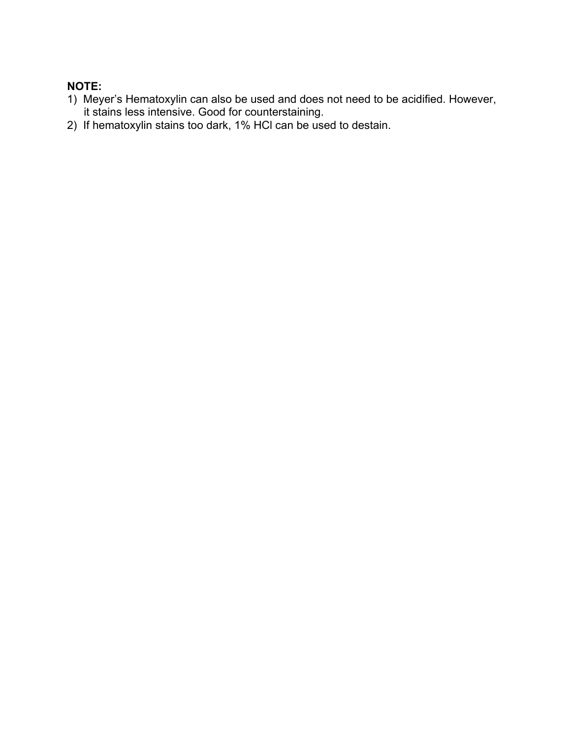**NOTE:**

1) Meyer's Hematoxylin can also be used and does not need to be acidified. However, it stains less intensive. Good for counterstaining.
2) If hematoxylin stains too dark, 1% HCl can be used to destain.